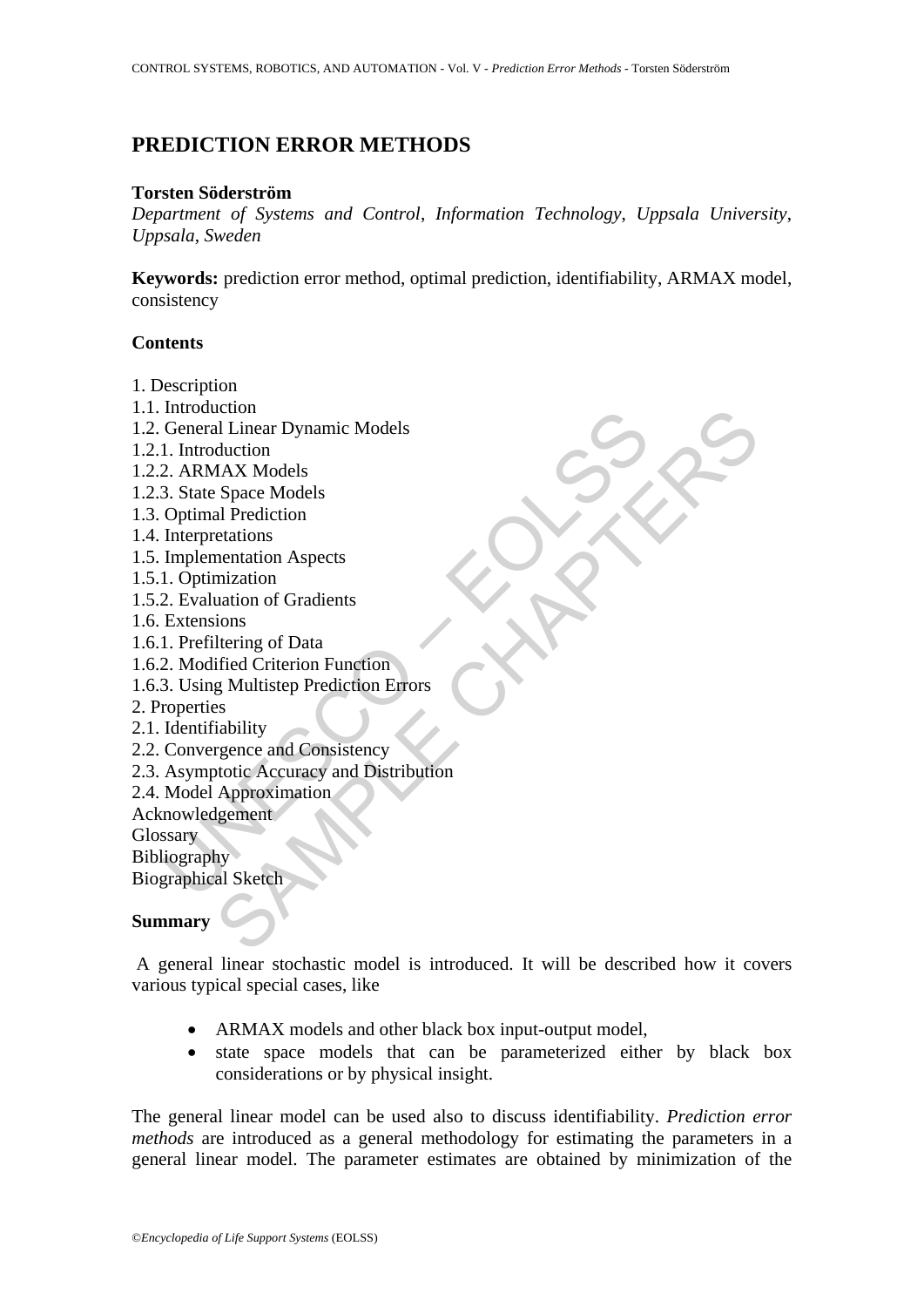# PREDICTION ERROR METHODS

**Torsten Söderström**

*Department of Systems and Control, Information Technology, Uppsala University, Uppsala, Sweden*

**Keywords:** prediction error method, optimal prediction, identifiability, ARMAX model, consistency

## Contents

1. Description
1.1. Introduction
1.2. General Linear Dynamic Models
1.2.1. Introduction
1.2.2. ARMAX Models
1.2.3. State Space Models
1.3. Optimal Prediction
1.4. Interpretations
1.5. Implementation Aspects
1.5.1. Optimization
1.5.2. Evaluation of Gradients
1.6. Extensions
1.6.1. Prefiltering of Data
1.6.2. Modified Criterion Function
1.6.3. Using Multistep Prediction Errors
2. Properties
2.1. Identifiability
2.2. Convergence and Consistency
2.3. Asymptotic Accuracy and Distribution
2.4. Model Approximation
Acknowledgement
Glossary
Bibliography
Biographical Sketch

## Summary

A general linear stochastic model is introduced. It will be described how it covers various typical special cases, like

- ARMAX models and other black box input-output model,
- state space models that can be parameterized either by black box considerations or by physical insight.

The general linear model can be used also to discuss identifiability. *Prediction error methods* are introduced as a general methodology for estimating the parameters in a general linear model. The parameter estimates are obtained by minimization of the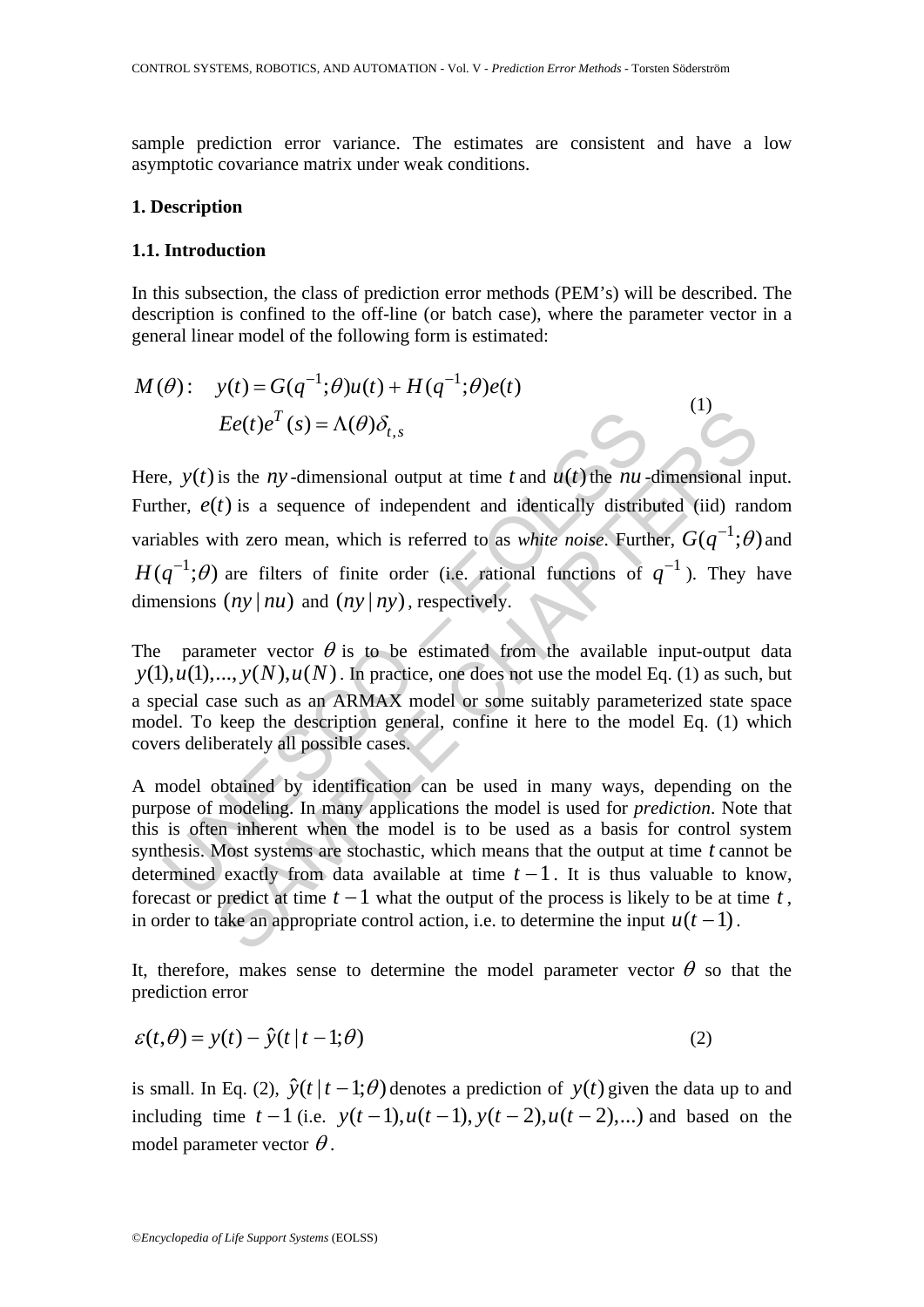sample prediction error variance. The estimates are consistent and have a low asymptotic covariance matrix under weak conditions.

## 1. Description

### 1.1. Introduction

In this subsection, the class of prediction error methods (PEM's) will be described. The description is confined to the off-line (or batch case), where the parameter vector in a general linear model of the following form is estimated:

$$
\begin{aligned}
M(\theta): \quad & y(t) = G(q^{-1};\theta)u(t) + H(q^{-1};\theta)e(t) \\
& Ee(t)e^T(s) = \Lambda(\theta)\delta_{t,s}
\end{aligned}
\tag{1}
$$

Here, $y(t)$ is the $ny$-dimensional output at time $t$ and $u(t)$ the $nu$-dimensional input. Further, $e(t)$ is a sequence of independent and identically distributed (iid) random variables with zero mean, which is referred to as *white noise*. Further, $G(q^{-1};\theta)$ and $H(q^{-1};\theta)$ are filters of finite order (i.e. rational functions of $q^{-1}$). They have dimensions $(ny \,|\, nu)$ and $(ny \,|\, ny)$, respectively.

The parameter vector $\theta$ is to be estimated from the available input-output data $y(1), u(1), ..., y(N), u(N)$. In practice, one does not use the model Eq. (1) as such, but a special case such as an ARMAX model or some suitably parameterized state space model. To keep the description general, confine it here to the model Eq. (1) which covers deliberately all possible cases.

A model obtained by identification can be used in many ways, depending on the purpose of modeling. In many applications the model is used for *prediction*. Note that this is often inherent when the model is to be used as a basis for control system synthesis. Most systems are stochastic, which means that the output at time $t$ cannot be determined exactly from data available at time $t-1$. It is thus valuable to know, forecast or predict at time $t-1$ what the output of the process is likely to be at time $t$, in order to take an appropriate control action, i.e. to determine the input $u(t-1)$.

It, therefore, makes sense to determine the model parameter vector $\theta$ so that the prediction error

$$
\varepsilon(t,\theta) = y(t) - \hat{y}(t \,|\, t-1;\theta) \tag{2}
$$

is small. In Eq. (2), $\hat{y}(t \,|\, t-1;\theta)$ denotes a prediction of $y(t)$ given the data up to and including time $t-1$ (i.e. $y(t-1), u(t-1), y(t-2), u(t-2), ...$) and based on the model parameter vector $\theta$.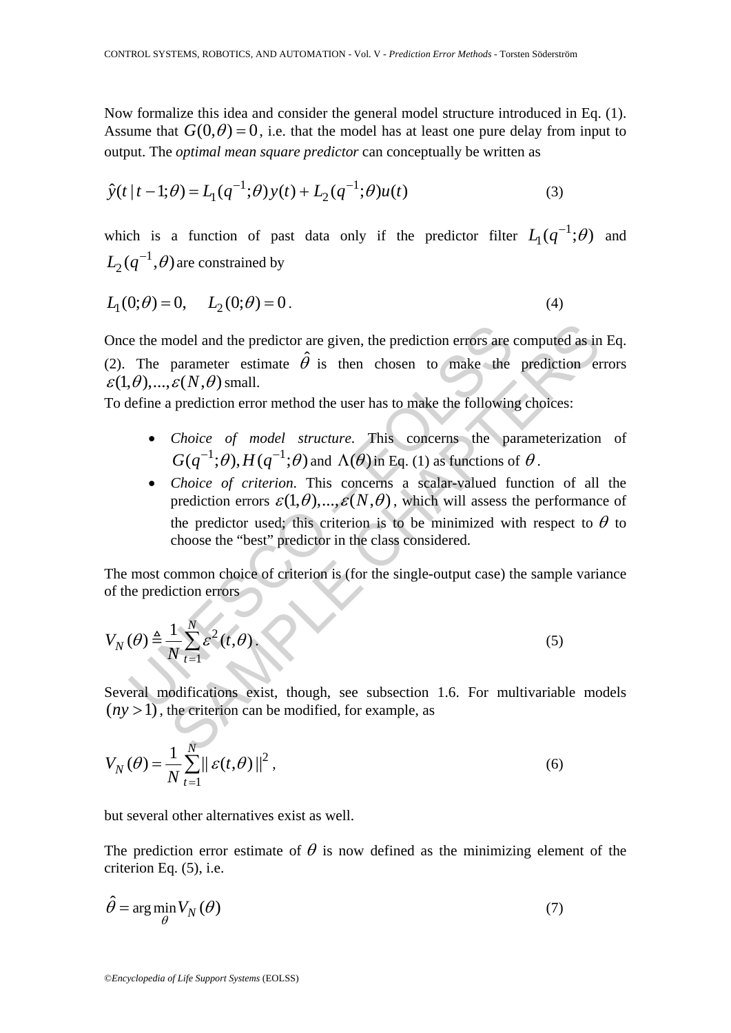Now formalize this idea and consider the general model structure introduced in Eq. (1). Assume that $G(0,\theta) = 0$, i.e. that the model has at least one pure delay from input to output. The *optimal mean square predictor* can conceptually be written as

$$\hat{y}(t \mid t-1;\theta) = L_1(q^{-1};\theta)y(t) + L_2(q^{-1};\theta)u(t) \qquad (3)$$

which is a function of past data only if the predictor filter $L_1(q^{-1};\theta)$ and $L_2(q^{-1},\theta)$ are constrained by

$$L_1(0;\theta) = 0, \quad L_2(0;\theta) = 0 \, . \qquad (4)$$

Once the model and the predictor are given, the prediction errors are computed as in Eq. (2). The parameter estimate $\hat{\theta}$ is then chosen to make the prediction errors $\varepsilon(1,\theta),...,\varepsilon(N,\theta)$ small.

To define a prediction error method the user has to make the following choices:

- *Choice of model structure*. This concerns the parameterization of $G(q^{-1};\theta), H(q^{-1};\theta)$ and $\Lambda(\theta)$ in Eq. (1) as functions of $\theta$.
- *Choice of criterion*. This concerns a scalar-valued function of all the prediction errors $\varepsilon(1,\theta),...,\varepsilon(N,\theta)$, which will assess the performance of the predictor used; this criterion is to be minimized with respect to $\theta$ to choose the "best" predictor in the class considered.

The most common choice of criterion is (for the single-output case) the sample variance of the prediction errors

$$V_N(\theta) \triangleq \frac{1}{N}\sum_{t=1}^{N} \varepsilon^2(t,\theta) \, . \qquad (5)$$

Several modifications exist, though, see subsection 1.6. For multivariable models $(ny > 1)$, the criterion can be modified, for example, as

$$V_N(\theta) = \frac{1}{N}\sum_{t=1}^{N} \| \varepsilon(t,\theta) \|^2 \, , \qquad (6)$$

but several other alternatives exist as well.

The prediction error estimate of $\theta$ is now defined as the minimizing element of the criterion Eq. (5), i.e.

$$\hat{\theta} = \arg\min_{\theta} V_N(\theta) \qquad (7)$$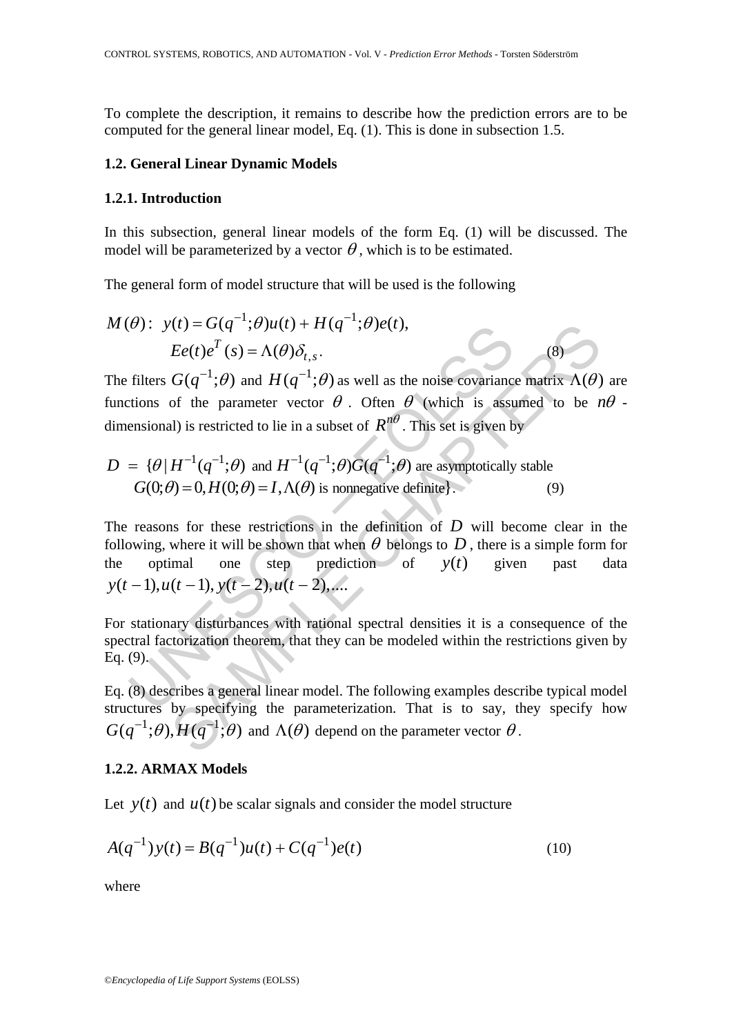To complete the description, it remains to describe how the prediction errors are to be computed for the general linear model, Eq. (1). This is done in subsection 1.5.

### 1.2. General Linear Dynamic Models

#### 1.2.1. Introduction

In this subsection, general linear models of the form Eq. (1) will be discussed. The model will be parameterized by a vector $\theta$, which is to be estimated.

The general form of model structure that will be used is the following

$$M(\theta):\ y(t) = G(q^{-1};\theta)u(t) + H(q^{-1};\theta)e(t),$$
$$Ee(t)e^{T}(s) = \Lambda(\theta)\delta_{t,s}. \tag{8}$$

The filters $G(q^{-1};\theta)$ and $H(q^{-1};\theta)$ as well as the noise covariance matrix $\Lambda(\theta)$ are functions of the parameter vector $\theta$. Often $\theta$ (which is assumed to be $n\theta$-dimensional) is restricted to lie in a subset of $R^{n\theta}$. This set is given by

$$D = \{\theta \mid H^{-1}(q^{-1};\theta) \text{ and } H^{-1}(q^{-1};\theta)G(q^{-1};\theta) \text{ are asymptotically stable}$$
$$G(0;\theta)=0, H(0;\theta)=I, \Lambda(\theta) \text{ is nonnegative definite}\}. \tag{9}$$

The reasons for these restrictions in the definition of $D$ will become clear in the following, where it will be shown that when $\theta$ belongs to $D$, there is a simple form for the optimal one step prediction of $y(t)$ given past data $y(t-1), u(t-1), y(t-2), u(t-2), \ldots$.

For stationary disturbances with rational spectral densities it is a consequence of the spectral factorization theorem, that they can be modeled within the restrictions given by Eq. (9).

Eq. (8) describes a general linear model. The following examples describe typical model structures by specifying the parameterization. That is to say, they specify how $G(q^{-1};\theta), H(q^{-1};\theta)$ and $\Lambda(\theta)$ depend on the parameter vector $\theta$.

#### 1.2.2. ARMAX Models

Let $y(t)$ and $u(t)$ be scalar signals and consider the model structure

$$A(q^{-1})y(t) = B(q^{-1})u(t) + C(q^{-1})e(t) \tag{10}$$

where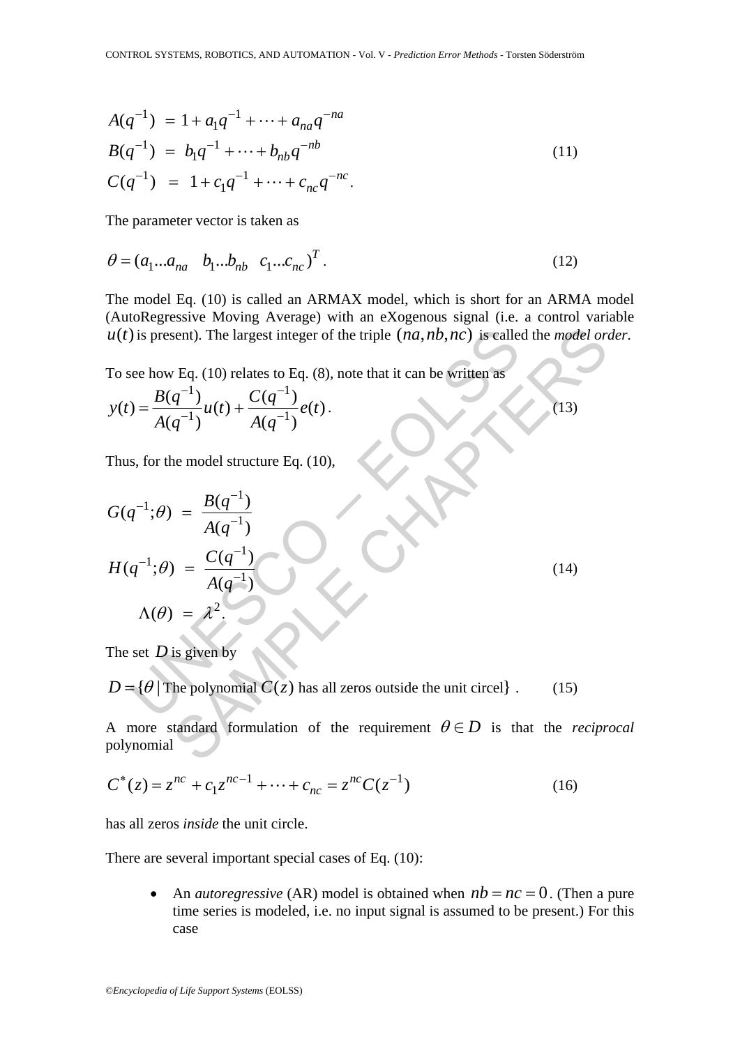$$
\begin{aligned}
A(q^{-1}) &= 1 + a_1 q^{-1} + \cdots + a_{na} q^{-na} \\
B(q^{-1}) &= b_1 q^{-1} + \cdots + b_{nb} q^{-nb} \\
C(q^{-1}) &= 1 + c_1 q^{-1} + \cdots + c_{nc} q^{-nc}.
\end{aligned} \tag{11}
$$

The parameter vector is taken as

$$
\theta = (a_1 ... a_{na} \quad b_1 ... b_{nb} \quad c_1 ... c_{nc})^T . \tag{12}
$$

The model Eq. (10) is called an ARMAX model, which is short for an ARMA model (AutoRegressive Moving Average) with an eXogenous signal (i.e. a control variable $u(t)$ is present). The largest integer of the triple $(na, nb, nc)$ is called the *model order*.

To see how Eq. (10) relates to Eq. (8), note that it can be written as

$$
y(t) = \frac{B(q^{-1})}{A(q^{-1})} u(t) + \frac{C(q^{-1})}{A(q^{-1})} e(t) . \tag{13}
$$

Thus, for the model structure Eq. (10),

$$
\begin{aligned}
G(q^{-1};\theta) &= \frac{B(q^{-1})}{A(q^{-1})} \\
H(q^{-1};\theta) &= \frac{C(q^{-1})}{A(q^{-1})} \\
\Lambda(\theta) &= \lambda^2 .
\end{aligned} \tag{14}
$$

The set $D$ is given by

$$
D = \{\theta \mid \text{The polynomial } C(z) \text{ has all zeros outside the unit circel}\} . \tag{15}
$$

A more standard formulation of the requirement $\theta \in D$ is that the *reciprocal* polynomial

$$
C^*(z) = z^{nc} + c_1 z^{nc-1} + \cdots + c_{nc} = z^{nc} C(z^{-1}) \tag{16}
$$

has all zeros *inside* the unit circle.

There are several important special cases of Eq. (10):

- An *autoregressive* (AR) model is obtained when $nb = nc = 0$. (Then a pure time series is modeled, i.e. no input signal is assumed to be present.) For this case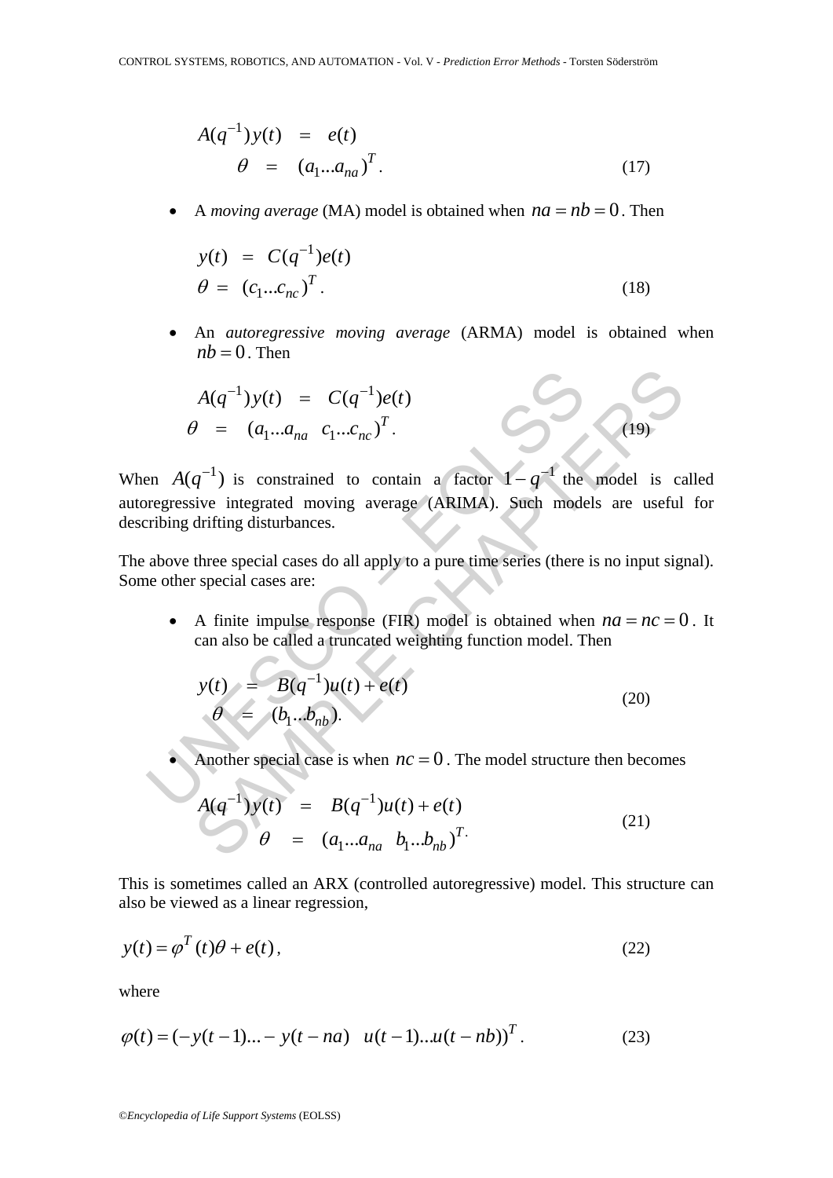$$
\begin{aligned}
A(q^{-1})y(t) &= e(t) \\
\theta &= (a_1 ... a_{na})^T.
\end{aligned}
\tag{17}
$$

- A *moving average* (MA) model is obtained when $na = nb = 0$. Then

$$
\begin{aligned}
y(t) &= C(q^{-1})e(t) \\
\theta &= (c_1 ... c_{nc})^T.
\end{aligned}
\tag{18}
$$

- An *autoregressive moving average* (ARMA) model is obtained when $nb = 0$. Then

$$
\begin{aligned}
A(q^{-1})y(t) &= C(q^{-1})e(t) \\
\theta &= (a_1 ... a_{na} \quad c_1 ... c_{nc})^T.
\end{aligned}
\tag{19}
$$

When $A(q^{-1})$ is constrained to contain a factor $1 - q^{-1}$ the model is called autoregressive integrated moving average (ARIMA). Such models are useful for describing drifting disturbances.

The above three special cases do all apply to a pure time series (there is no input signal). Some other special cases are:

- A finite impulse response (FIR) model is obtained when $na = nc = 0$. It can also be called a truncated weighting function model. Then

$$
\begin{aligned}
y(t) &= B(q^{-1})u(t) + e(t) \\
\theta &= (b_1 ... b_{nb}).
\end{aligned}
\tag{20}
$$

- Another special case is when $nc = 0$. The model structure then becomes

$$
\begin{aligned}
A(q^{-1})y(t) &= B(q^{-1})u(t) + e(t) \\
\theta &= (a_1 ... a_{na} \quad b_1 ... b_{nb})^T.
\end{aligned}
\tag{21}
$$

This is sometimes called an ARX (controlled autoregressive) model. This structure can also be viewed as a linear regression,

$$
y(t) = \varphi^T(t)\theta + e(t),
\tag{22}
$$

where

$$
\varphi(t) = (-y(t-1) ... - y(t-na) \quad u(t-1) ... u(t-nb))^T.
\tag{23}
$$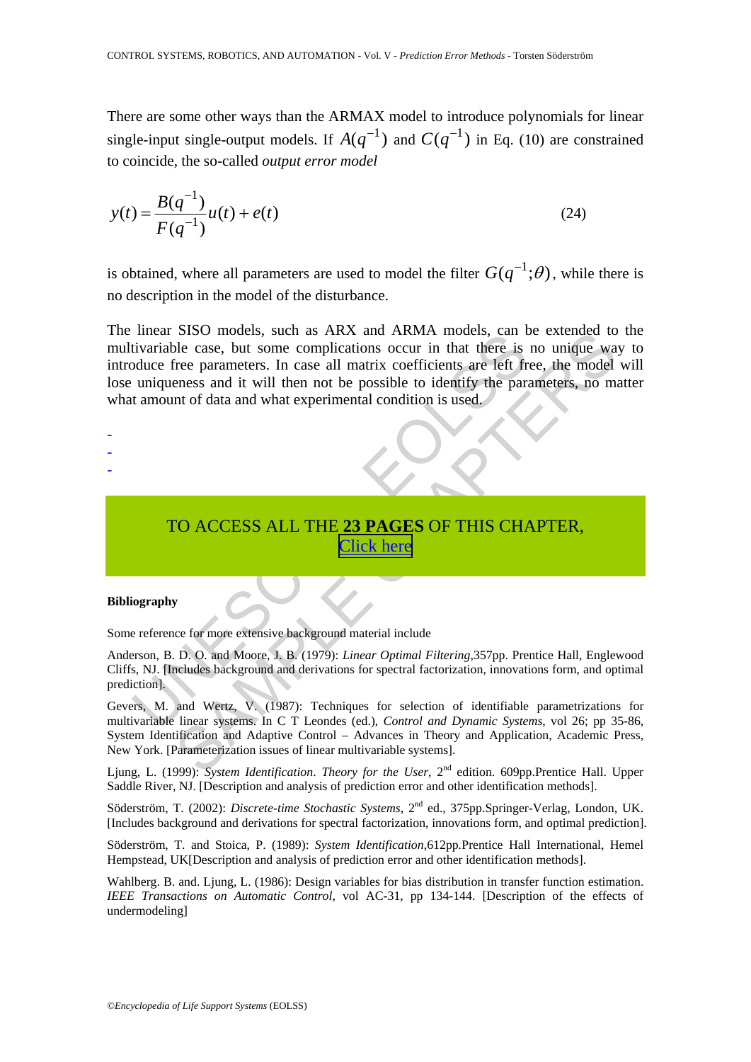There are some other ways than the ARMAX model to introduce polynomials for linear single-input single-output models. If $A(q^{-1})$ and $C(q^{-1})$ in Eq. (10) are constrained to coincide, the so-called *output error model*

$$y(t) = \frac{B(q^{-1})}{F(q^{-1})} u(t) + e(t) \tag{24}$$

is obtained, where all parameters are used to model the filter $G(q^{-1};\theta)$, while there is no description in the model of the disturbance.

The linear SISO models, such as ARX and ARMA models, can be extended to the multivariable case, but some complications occur in that there is no unique way to introduce free parameters. In case all matrix coefficients are left free, the model will lose uniqueness and it will then not be possible to identify the parameters, no matter what amount of data and what experimental condition is used.

-
-
-

TO ACCESS ALL THE **23 PAGES** OF THIS CHAPTER,
Click here

**Bibliography**

Some reference for more extensive background material include

Anderson, B. D. O. and Moore, J. B. (1979): *Linear Optimal Filtering*,357pp. Prentice Hall, Englewood Cliffs, NJ. [Includes background and derivations for spectral factorization, innovations form, and optimal prediction].

Gevers, M. and Wertz, V. (1987): Techniques for selection of identifiable parametrizations for multivariable linear systems. In C T Leondes (ed.), *Control and Dynamic Systems*, vol 26; pp 35-86, System Identification and Adaptive Control – Advances in Theory and Application, Academic Press, New York. [Parameterization issues of linear multivariable systems].

Ljung, L. (1999): *System Identification*. *Theory for the User*, 2nd edition. 609pp.Prentice Hall. Upper Saddle River, NJ. [Description and analysis of prediction error and other identification methods].

Söderström, T. (2002): *Discrete-time Stochastic Systems*, 2nd ed., 375pp.Springer-Verlag, London, UK. [Includes background and derivations for spectral factorization, innovations form, and optimal prediction].

Söderström, T. and Stoica, P. (1989): *System Identification*,612pp.Prentice Hall International, Hemel Hempstead, UK[Description and analysis of prediction error and other identification methods].

Wahlberg. B. and. Ljung, L. (1986): Design variables for bias distribution in transfer function estimation. *IEEE Transactions on Automatic Control*, vol AC-31, pp 134-144. [Description of the effects of undermodeling]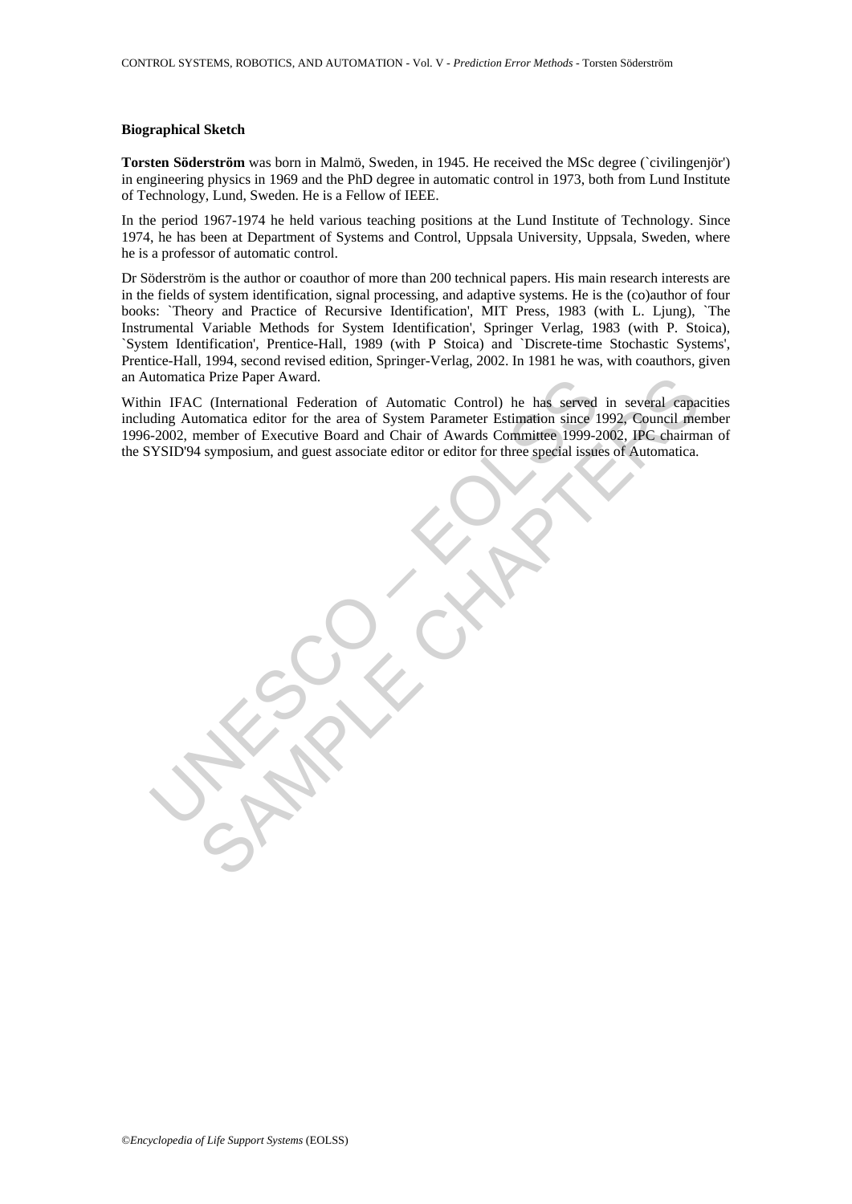### Biographical Sketch

**Torsten Söderström** was born in Malmö, Sweden, in 1945. He received the MSc degree (`civilingenjör') in engineering physics in 1969 and the PhD degree in automatic control in 1973, both from Lund Institute of Technology, Lund, Sweden. He is a Fellow of IEEE.

In the period 1967-1974 he held various teaching positions at the Lund Institute of Technology. Since 1974, he has been at Department of Systems and Control, Uppsala University, Uppsala, Sweden, where he is a professor of automatic control.

Dr Söderström is the author or coauthor of more than 200 technical papers. His main research interests are in the fields of system identification, signal processing, and adaptive systems. He is the (co)author of four books: `Theory and Practice of Recursive Identification', MIT Press, 1983 (with L. Ljung), `The Instrumental Variable Methods for System Identification', Springer Verlag, 1983 (with P. Stoica), `System Identification', Prentice-Hall, 1989 (with P Stoica) and `Discrete-time Stochastic Systems', Prentice-Hall, 1994, second revised edition, Springer-Verlag, 2002. In 1981 he was, with coauthors, given an Automatica Prize Paper Award.

Within IFAC (International Federation of Automatic Control) he has served in several capacities including Automatica editor for the area of System Parameter Estimation since 1992, Council member 1996-2002, member of Executive Board and Chair of Awards Committee 1999-2002, IPC chairman of the SYSID'94 symposium, and guest associate editor or editor for three special issues of Automatica.